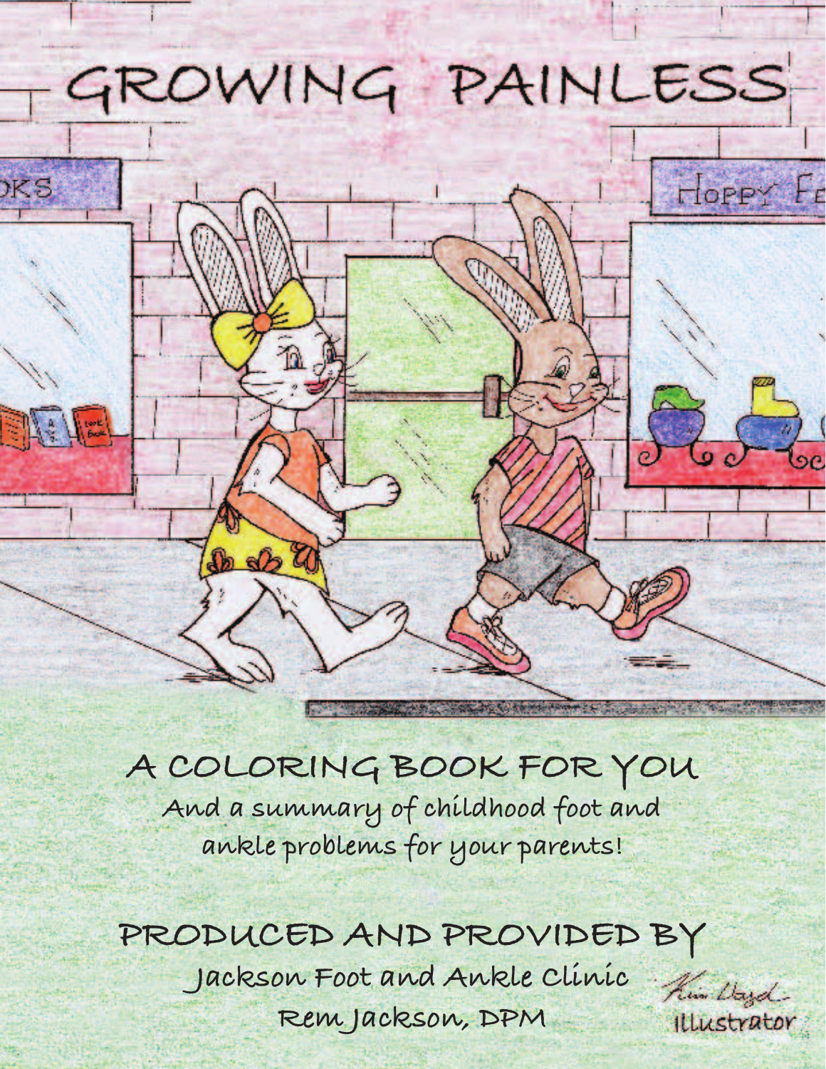# GROWING PAINLESS

## A COLORING BOOK FOR YOU

And a summary of childhood foot and ankle problems for your parents!

## PRODUCED AND PROVIDED BY

Jackson Foot and Ankle Clinic

Rem Jackson, DPM

Kim Lloyd
Illustrator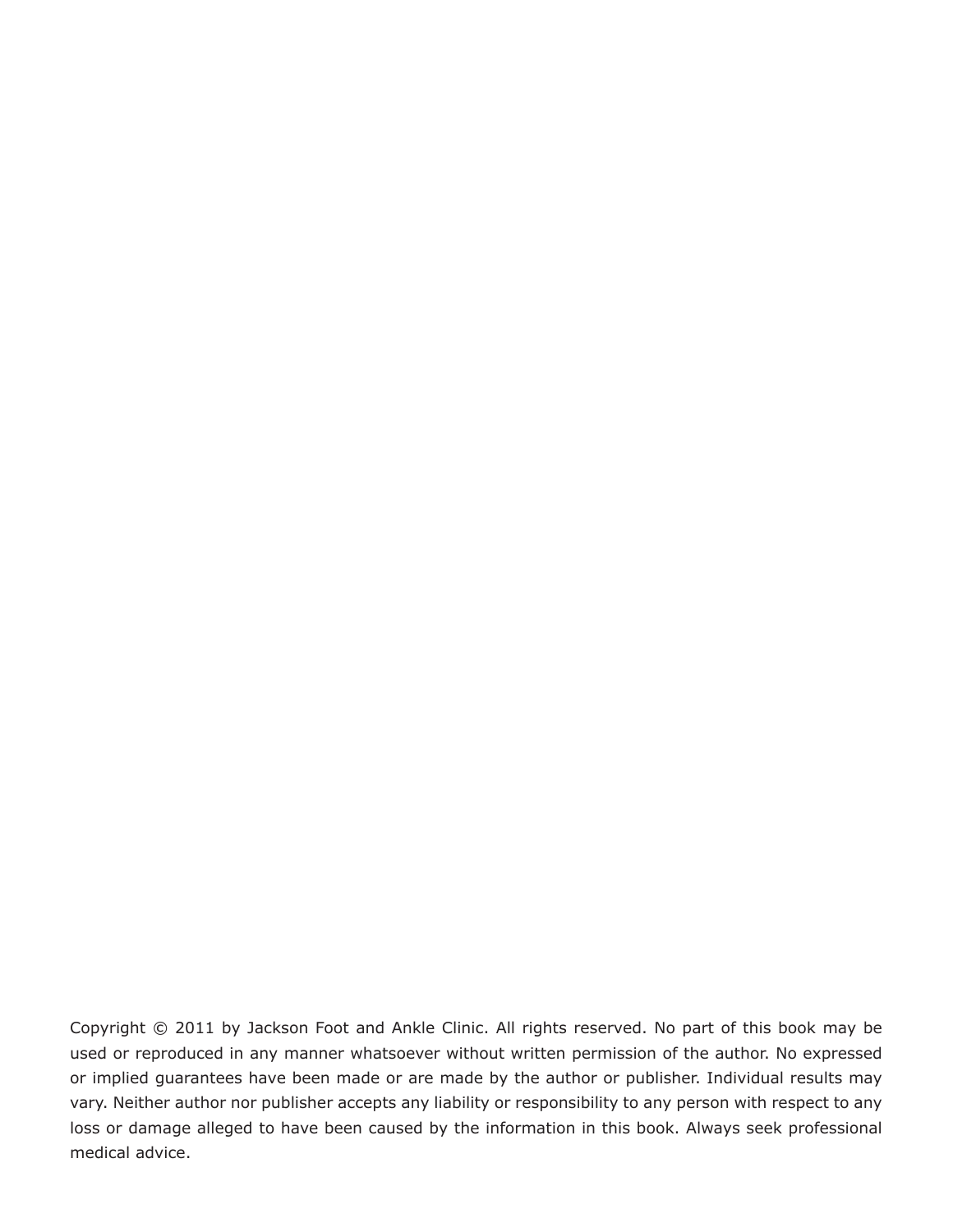Copyright © 2011 by Jackson Foot and Ankle Clinic. All rights reserved. No part of this book may be used or reproduced in any manner whatsoever without written permission of the author. No expressed or implied guarantees have been made or are made by the author or publisher. Individual results may vary. Neither author nor publisher accepts any liability or responsibility to any person with respect to any loss or damage alleged to have been caused by the information in this book. Always seek professional medical advice.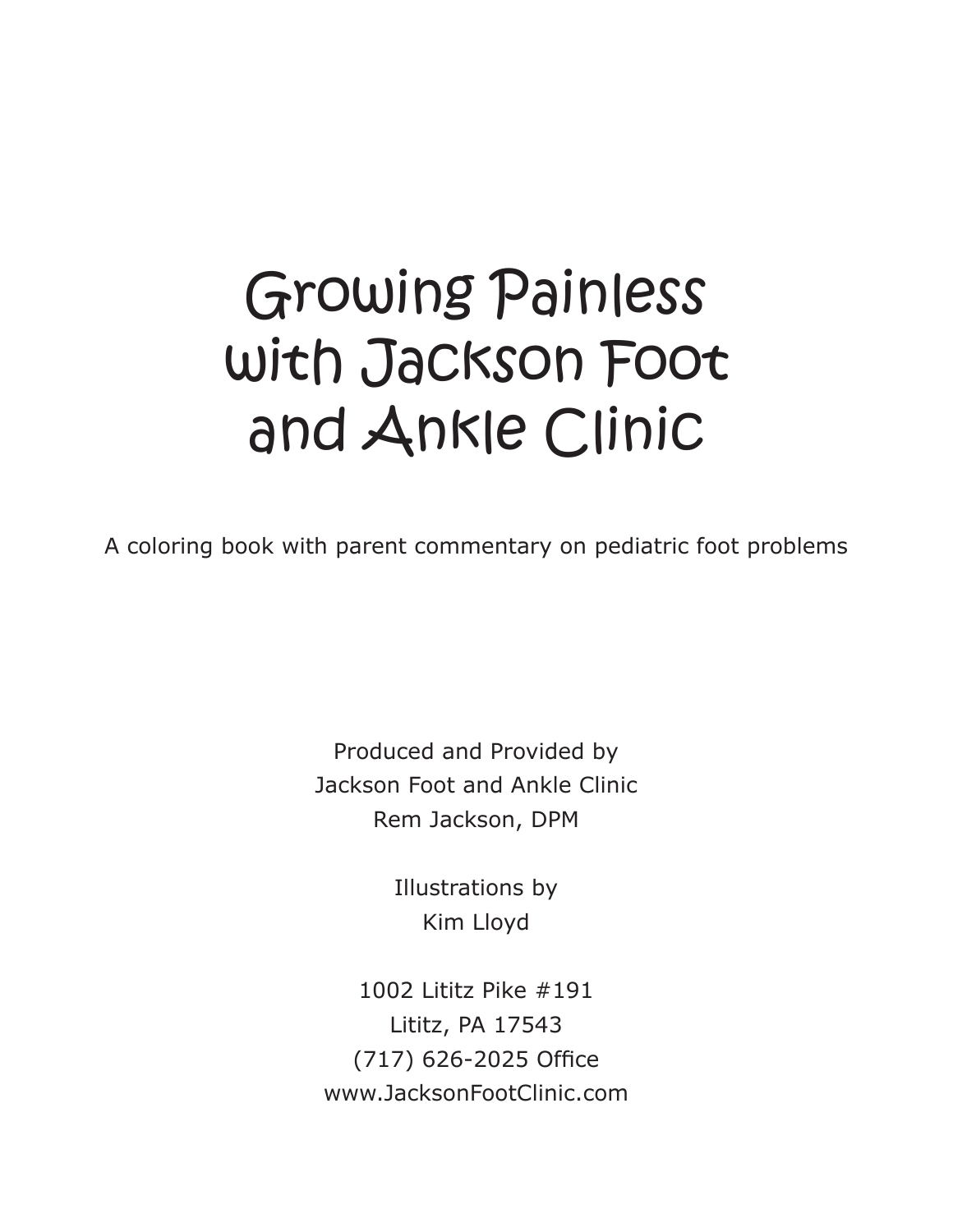# Growing Painless with Jackson Foot and Ankle Clinic

A coloring book with parent commentary on pediatric foot problems

Produced and Provided by
Jackson Foot and Ankle Clinic
Rem Jackson, DPM

Illustrations by
Kim Lloyd

1002 Lititz Pike #191
Lititz, PA 17543
(717) 626-2025 Office
www.JacksonFootClinic.com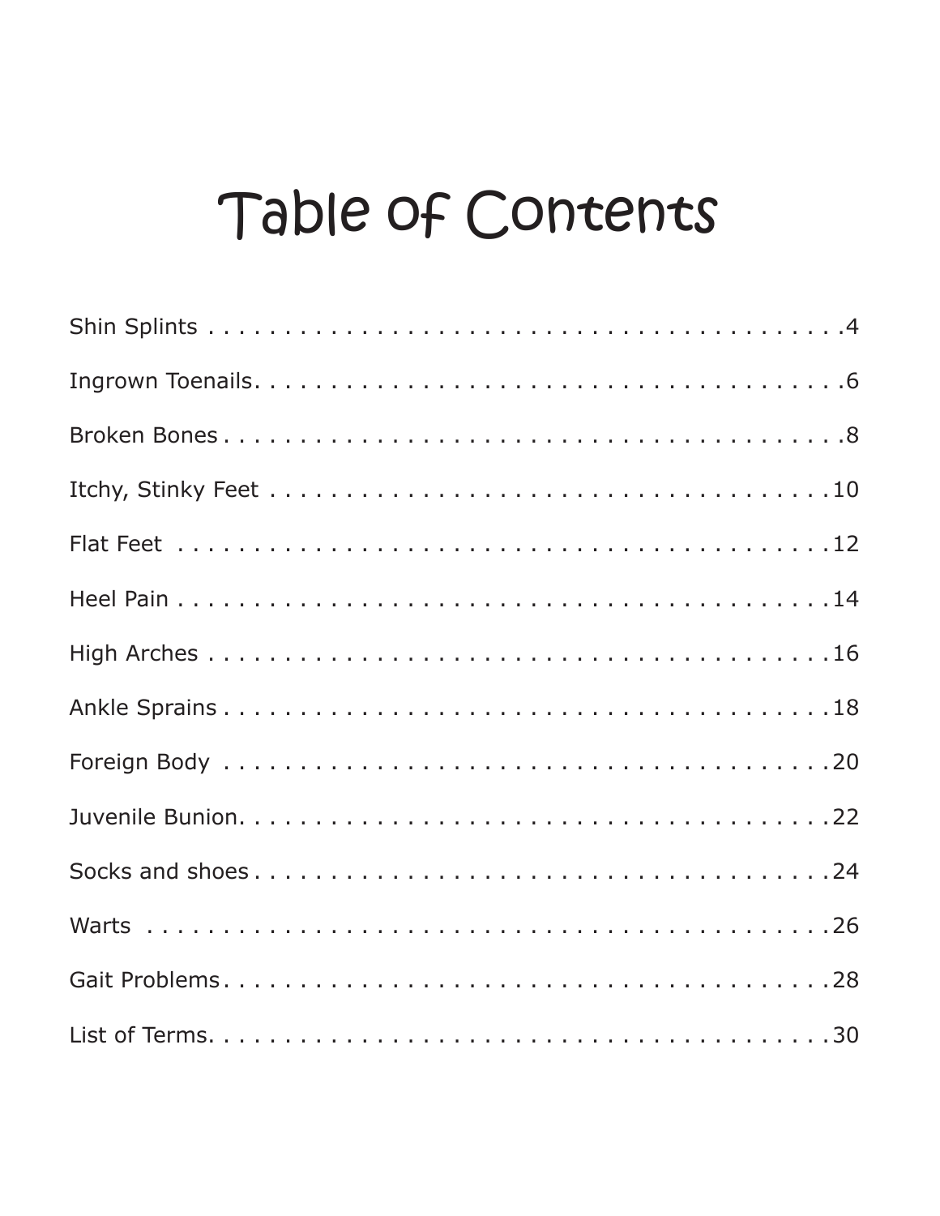# Table of Contents

| | |
|---|---|
| Shin Splints | 4 |
| Ingrown Toenails | 6 |
| Broken Bones | 8 |
| Itchy, Stinky Feet | 10 |
| Flat Feet | 12 |
| Heel Pain | 14 |
| High Arches | 16 |
| Ankle Sprains | 18 |
| Foreign Body | 20 |
| Juvenile Bunion | 22 |
| Socks and shoes | 24 |
| Warts | 26 |
| Gait Problems | 28 |
| List of Terms | 30 |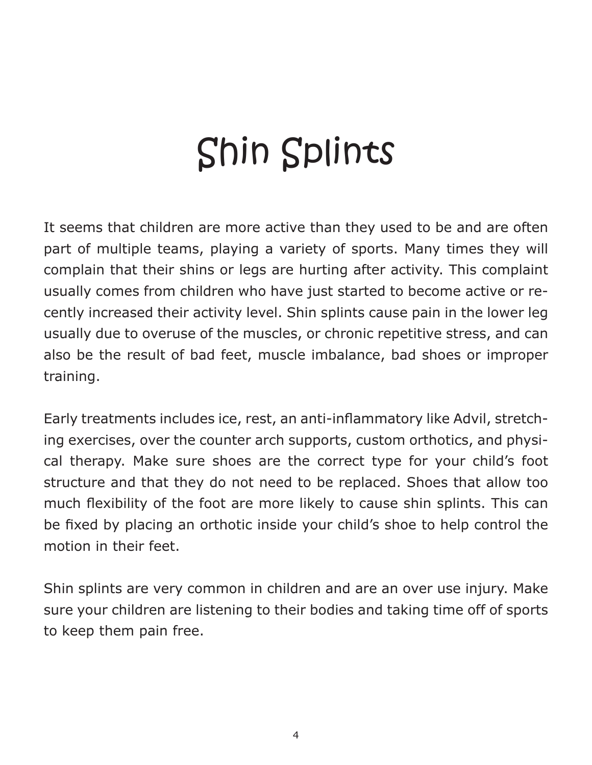# Shin Splints

It seems that children are more active than they used to be and are often part of multiple teams, playing a variety of sports. Many times they will complain that their shins or legs are hurting after activity. This complaint usually comes from children who have just started to become active or recently increased their activity level. Shin splints cause pain in the lower leg usually due to overuse of the muscles, or chronic repetitive stress, and can also be the result of bad feet, muscle imbalance, bad shoes or improper training.

Early treatments includes ice, rest, an anti-inflammatory like Advil, stretching exercises, over the counter arch supports, custom orthotics, and physical therapy. Make sure shoes are the correct type for your child's foot structure and that they do not need to be replaced. Shoes that allow too much flexibility of the foot are more likely to cause shin splints. This can be fixed by placing an orthotic inside your child's shoe to help control the motion in their feet.

Shin splints are very common in children and are an over use injury. Make sure your children are listening to their bodies and taking time off of sports to keep them pain free.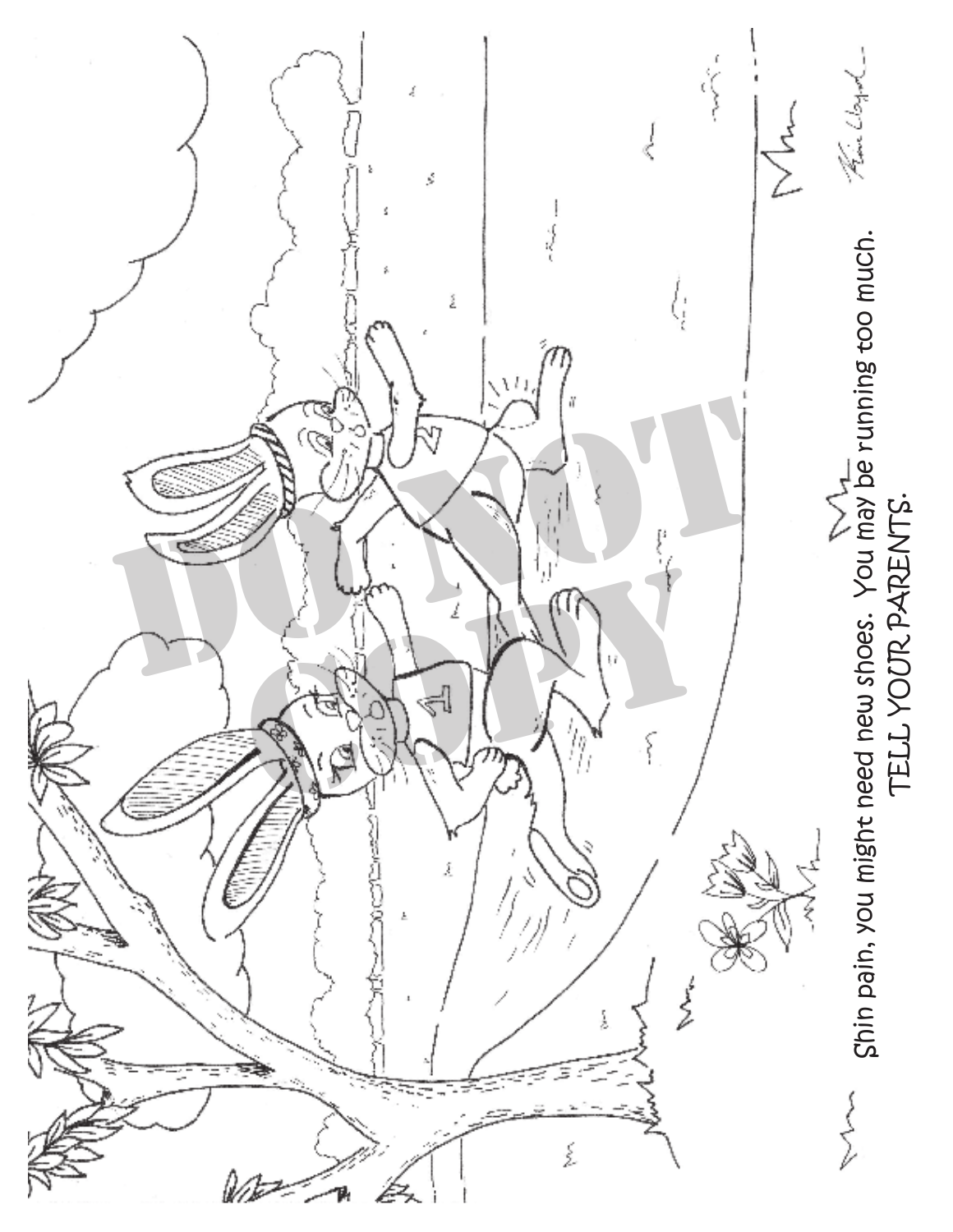Shin pain, you might need new shoes. You may be running too much.

TELL YOUR PARENTS.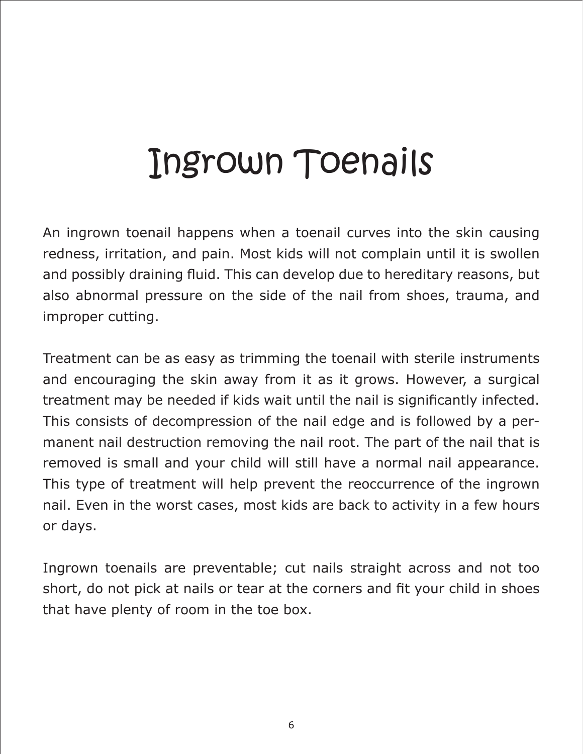# Ingrown Toenails

An ingrown toenail happens when a toenail curves into the skin causing redness, irritation, and pain. Most kids will not complain until it is swollen and possibly draining fluid. This can develop due to hereditary reasons, but also abnormal pressure on the side of the nail from shoes, trauma, and improper cutting.

Treatment can be as easy as trimming the toenail with sterile instruments and encouraging the skin away from it as it grows. However, a surgical treatment may be needed if kids wait until the nail is significantly infected. This consists of decompression of the nail edge and is followed by a permanent nail destruction removing the nail root. The part of the nail that is removed is small and your child will still have a normal nail appearance. This type of treatment will help prevent the reoccurrence of the ingrown nail. Even in the worst cases, most kids are back to activity in a few hours or days.

Ingrown toenails are preventable; cut nails straight across and not too short, do not pick at nails or tear at the corners and fit your child in shoes that have plenty of room in the toe box.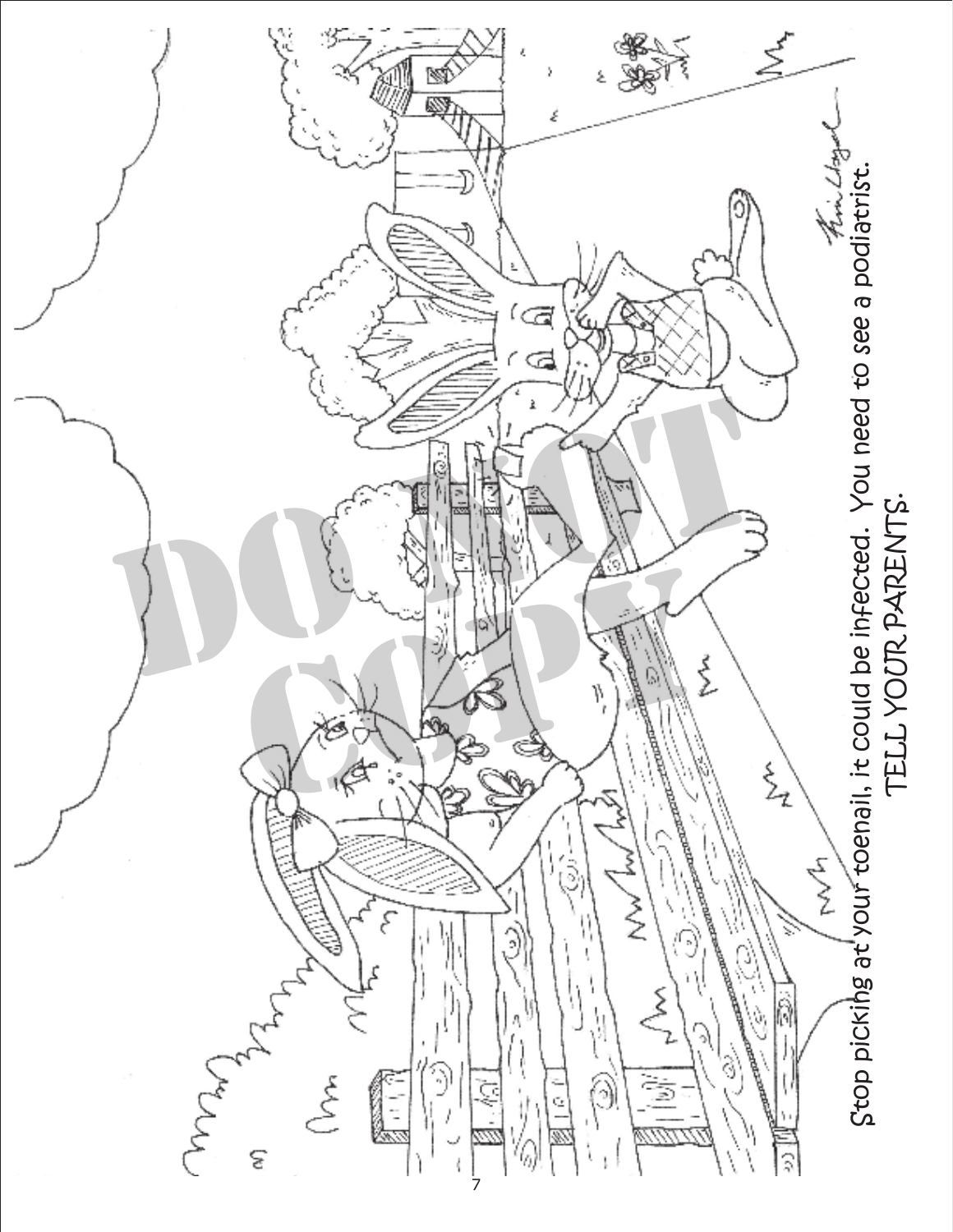Stop picking at your toenail, it could be infected. You need to see a podiatrist.

TELL YOUR PARENTS.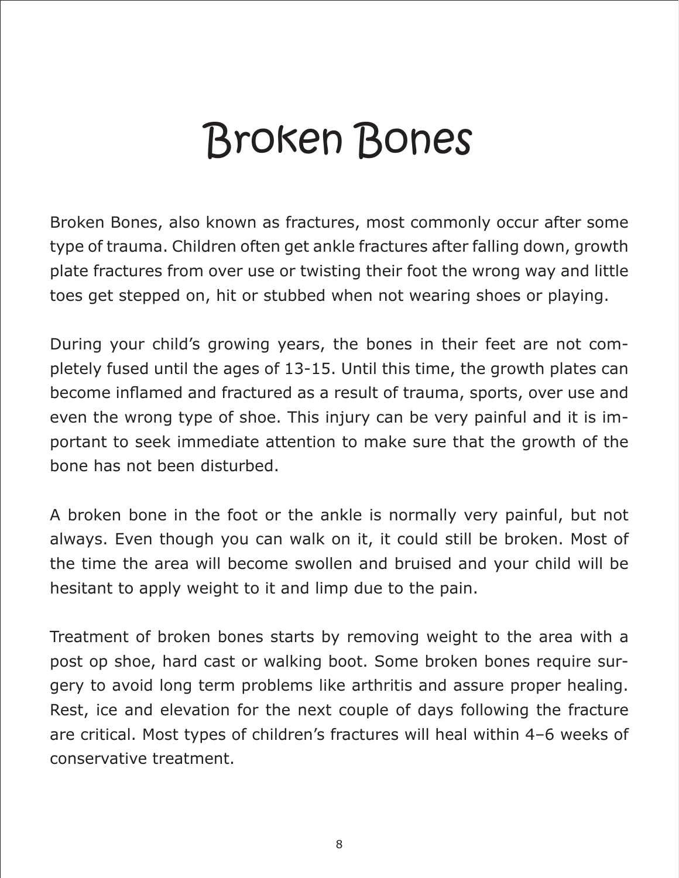# Broken Bones

Broken Bones, also known as fractures, most commonly occur after some type of trauma. Children often get ankle fractures after falling down, growth plate fractures from over use or twisting their foot the wrong way and little toes get stepped on, hit or stubbed when not wearing shoes or playing.

During your child's growing years, the bones in their feet are not completely fused until the ages of 13-15. Until this time, the growth plates can become inflamed and fractured as a result of trauma, sports, over use and even the wrong type of shoe. This injury can be very painful and it is important to seek immediate attention to make sure that the growth of the bone has not been disturbed.

A broken bone in the foot or the ankle is normally very painful, but not always. Even though you can walk on it, it could still be broken. Most of the time the area will become swollen and bruised and your child will be hesitant to apply weight to it and limp due to the pain.

Treatment of broken bones starts by removing weight to the area with a post op shoe, hard cast or walking boot. Some broken bones require surgery to avoid long term problems like arthritis and assure proper healing. Rest, ice and elevation for the next couple of days following the fracture are critical. Most types of children's fractures will heal within 4–6 weeks of conservative treatment.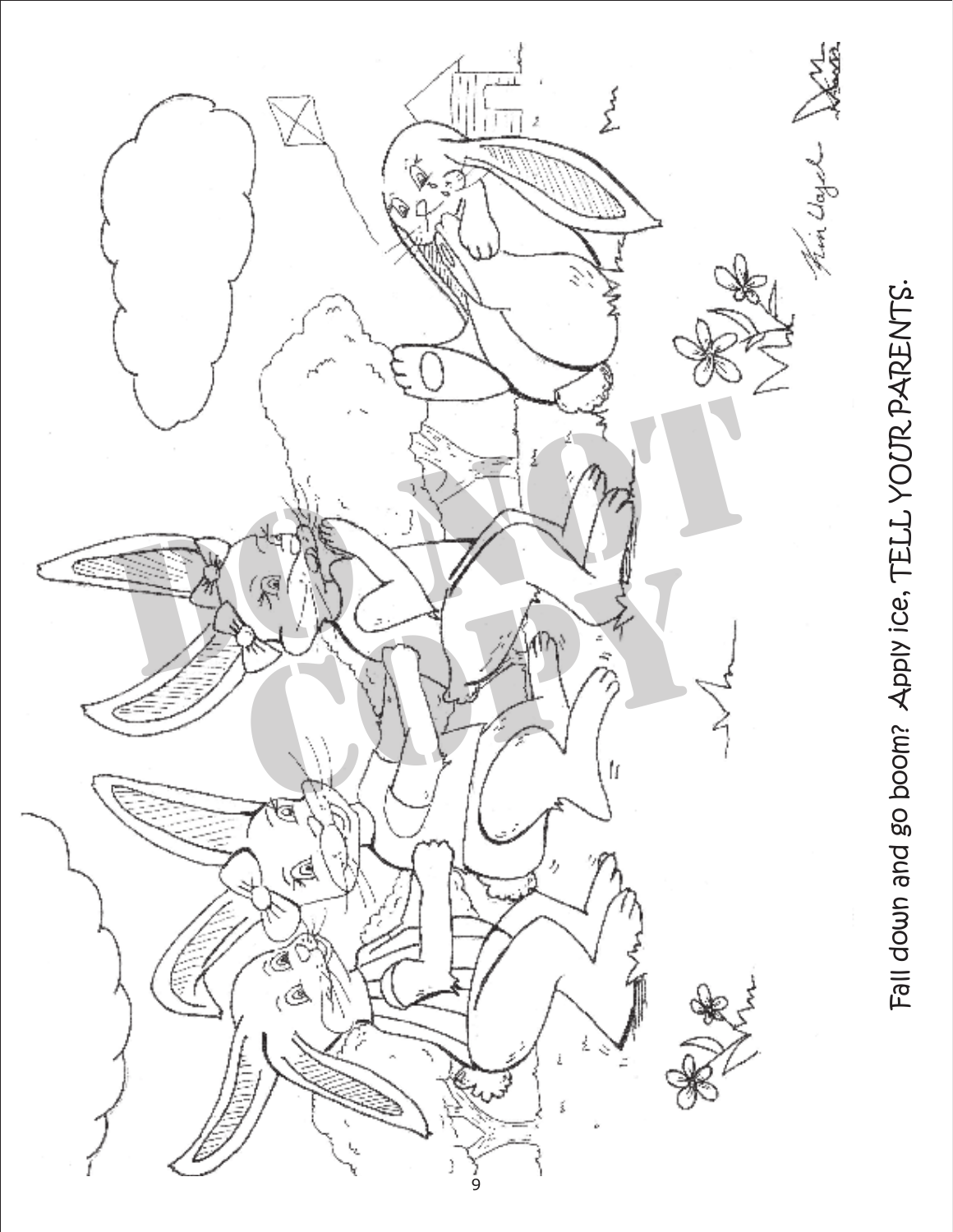Fall down and go boom? Apply ice, TELL YOUR PARENTS.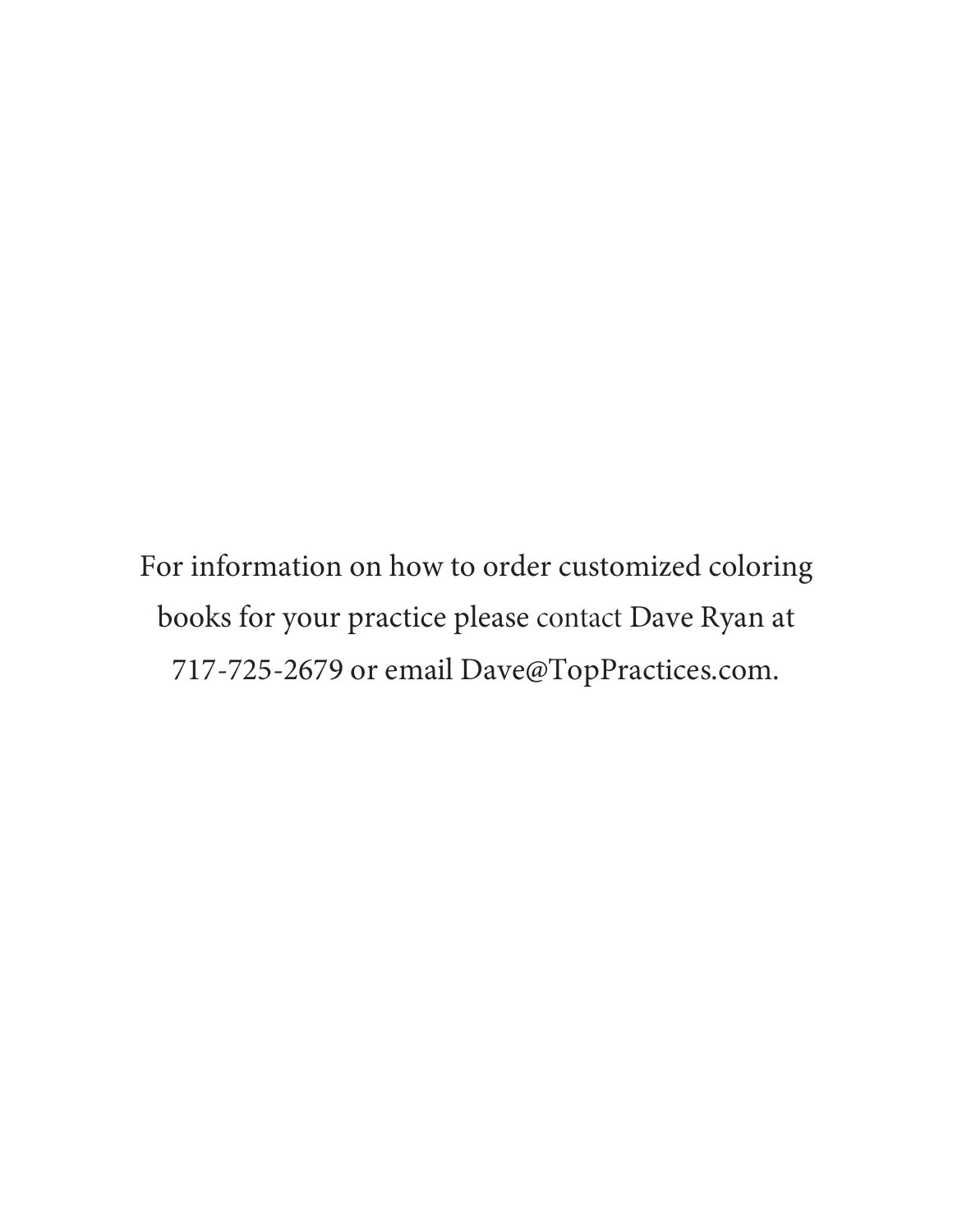For information on how to order customized coloring books for your practice please contact Dave Ryan at 717-725-2679 or email Dave@TopPractices.com.